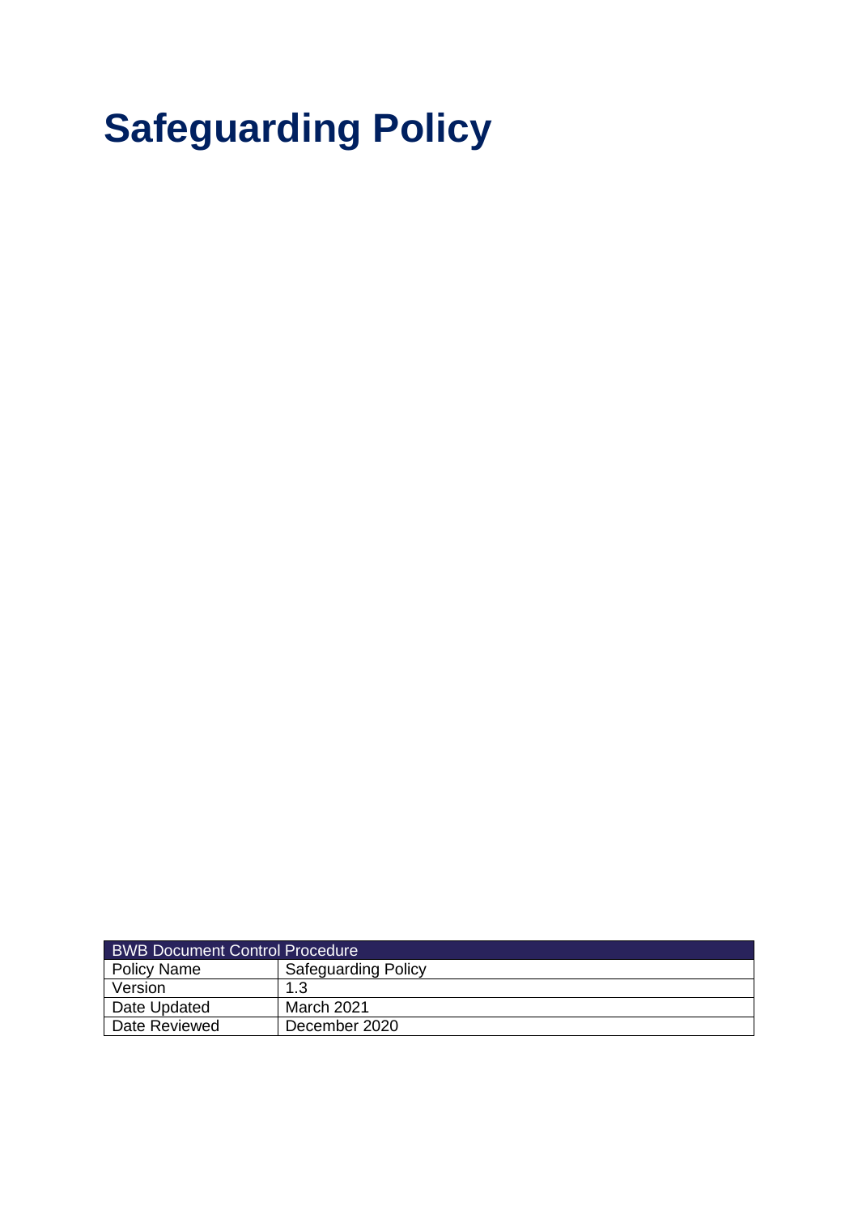# Safeguarding Policy

| BWB Document Control Procedure | |
|---|---|
| Policy Name | Safeguarding Policy |
| Version | 1.3 |
| Date Updated | March 2021 |
| Date Reviewed | December 2020 |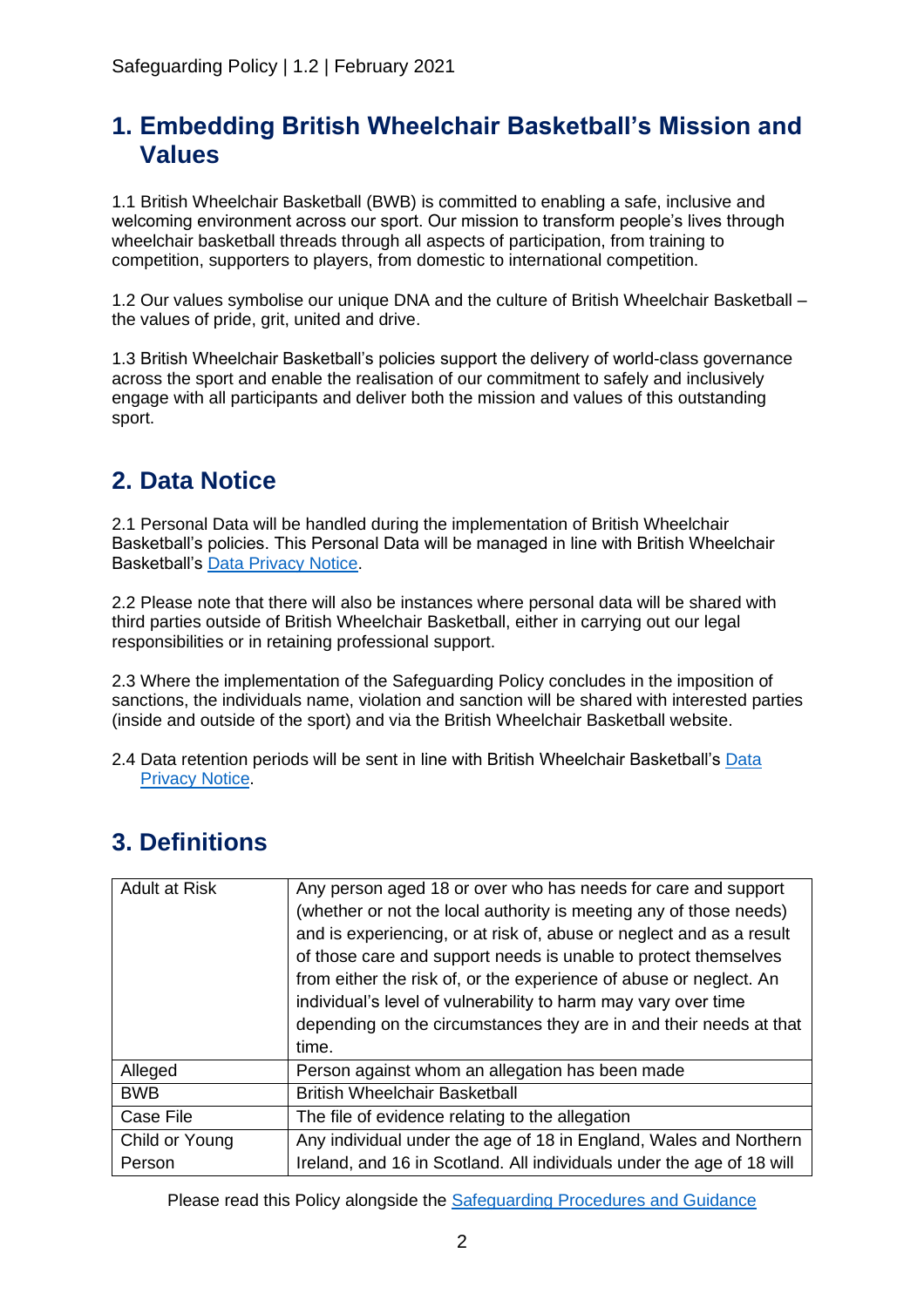## 1. Embedding British Wheelchair Basketball's Mission and Values

1.1 British Wheelchair Basketball (BWB) is committed to enabling a safe, inclusive and welcoming environment across our sport. Our mission to transform people's lives through wheelchair basketball threads through all aspects of participation, from training to competition, supporters to players, from domestic to international competition.

1.2 Our values symbolise our unique DNA and the culture of British Wheelchair Basketball – the values of pride, grit, united and drive.

1.3 British Wheelchair Basketball's policies support the delivery of world-class governance across the sport and enable the realisation of our commitment to safely and inclusively engage with all participants and deliver both the mission and values of this outstanding sport.

## 2. Data Notice

2.1 Personal Data will be handled during the implementation of British Wheelchair Basketball's policies. This Personal Data will be managed in line with British Wheelchair Basketball's Data Privacy Notice.

2.2 Please note that there will also be instances where personal data will be shared with third parties outside of British Wheelchair Basketball, either in carrying out our legal responsibilities or in retaining professional support.

2.3 Where the implementation of the Safeguarding Policy concludes in the imposition of sanctions, the individuals name, violation and sanction will be shared with interested parties (inside and outside of the sport) and via the British Wheelchair Basketball website.

2.4 Data retention periods will be sent in line with British Wheelchair Basketball's Data Privacy Notice.

## 3. Definitions

| | |
|---|---|
| Adult at Risk | Any person aged 18 or over who has needs for care and support (whether or not the local authority is meeting any of those needs) and is experiencing, or at risk of, abuse or neglect and as a result of those care and support needs is unable to protect themselves from either the risk of, or the experience of abuse or neglect. An individual's level of vulnerability to harm may vary over time depending on the circumstances they are in and their needs at that time. |
| Alleged | Person against whom an allegation has been made |
| BWB | British Wheelchair Basketball |
| Case File | The file of evidence relating to the allegation |
| Child or Young Person | Any individual under the age of 18 in England, Wales and Northern Ireland, and 16 in Scotland. All individuals under the age of 18 will |

Please read this Policy alongside the Safeguarding Procedures and Guidance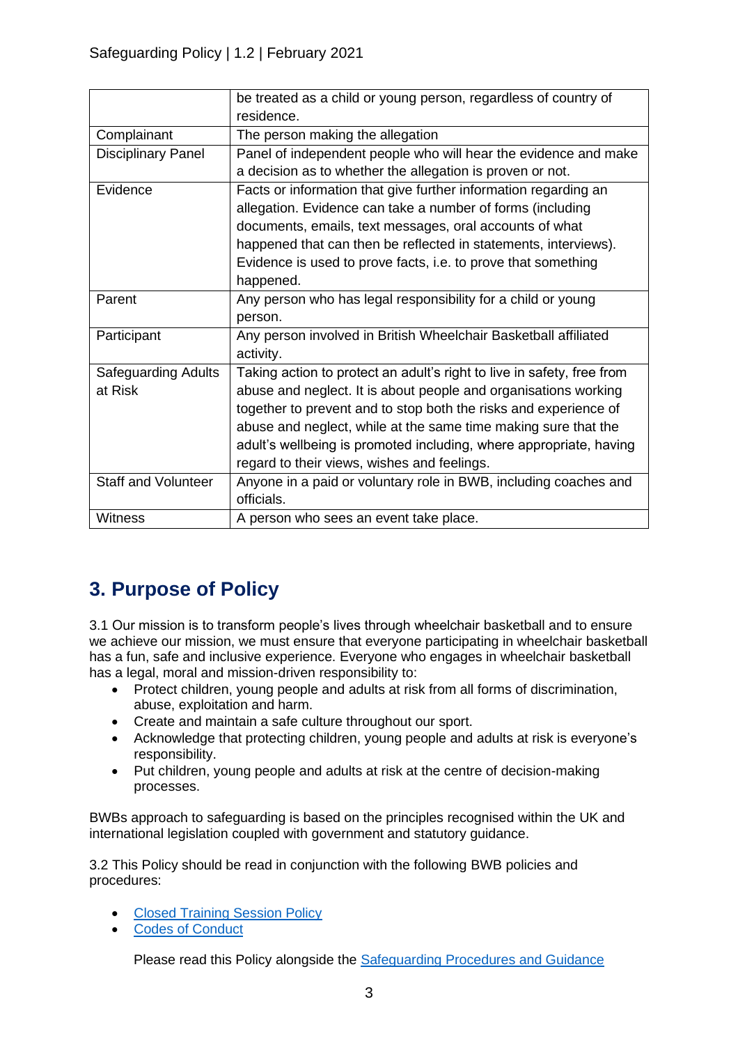| | |
|---|---|
| | be treated as a child or young person, regardless of country of residence. |
| Complainant | The person making the allegation |
| Disciplinary Panel | Panel of independent people who will hear the evidence and make a decision as to whether the allegation is proven or not. |
| Evidence | Facts or information that give further information regarding an allegation. Evidence can take a number of forms (including documents, emails, text messages, oral accounts of what happened that can then be reflected in statements, interviews). Evidence is used to prove facts, i.e. to prove that something happened. |
| Parent | Any person who has legal responsibility for a child or young person. |
| Participant | Any person involved in British Wheelchair Basketball affiliated activity. |
| Safeguarding Adults at Risk | Taking action to protect an adult's right to live in safety, free from abuse and neglect. It is about people and organisations working together to prevent and to stop both the risks and experience of abuse and neglect, while at the same time making sure that the adult's wellbeing is promoted including, where appropriate, having regard to their views, wishes and feelings. |
| Staff and Volunteer | Anyone in a paid or voluntary role in BWB, including coaches and officials. |
| Witness | A person who sees an event take place. |

## 3. Purpose of Policy

3.1 Our mission is to transform people's lives through wheelchair basketball and to ensure we achieve our mission, we must ensure that everyone participating in wheelchair basketball has a fun, safe and inclusive experience. Everyone who engages in wheelchair basketball has a legal, moral and mission-driven responsibility to:

- Protect children, young people and adults at risk from all forms of discrimination, abuse, exploitation and harm.
- Create and maintain a safe culture throughout our sport.
- Acknowledge that protecting children, young people and adults at risk is everyone's responsibility.
- Put children, young people and adults at risk at the centre of decision-making processes.

BWBs approach to safeguarding is based on the principles recognised within the UK and international legislation coupled with government and statutory guidance.

3.2 This Policy should be read in conjunction with the following BWB policies and procedures:

- Closed Training Session Policy
- Codes of Conduct

Please read this Policy alongside the Safeguarding Procedures and Guidance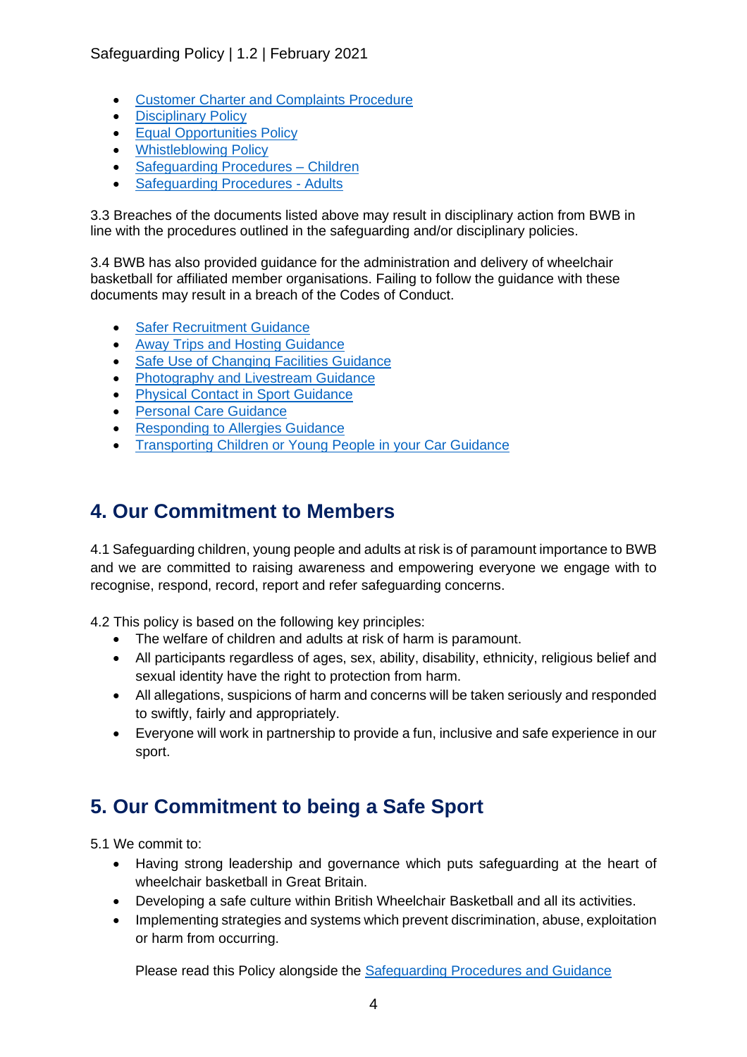- Customer Charter and Complaints Procedure
- Disciplinary Policy
- Equal Opportunities Policy
- Whistleblowing Policy
- Safeguarding Procedures – Children
- Safeguarding Procedures - Adults

3.3 Breaches of the documents listed above may result in disciplinary action from BWB in line with the procedures outlined in the safeguarding and/or disciplinary policies.

3.4 BWB has also provided guidance for the administration and delivery of wheelchair basketball for affiliated member organisations. Failing to follow the guidance with these documents may result in a breach of the Codes of Conduct.

- Safer Recruitment Guidance
- Away Trips and Hosting Guidance
- Safe Use of Changing Facilities Guidance
- Photography and Livestream Guidance
- Physical Contact in Sport Guidance
- Personal Care Guidance
- Responding to Allergies Guidance
- Transporting Children or Young People in your Car Guidance

## 4. Our Commitment to Members

4.1 Safeguarding children, young people and adults at risk is of paramount importance to BWB and we are committed to raising awareness and empowering everyone we engage with to recognise, respond, record, report and refer safeguarding concerns.

4.2 This policy is based on the following key principles:

- The welfare of children and adults at risk of harm is paramount.
- All participants regardless of ages, sex, ability, disability, ethnicity, religious belief and sexual identity have the right to protection from harm.
- All allegations, suspicions of harm and concerns will be taken seriously and responded to swiftly, fairly and appropriately.
- Everyone will work in partnership to provide a fun, inclusive and safe experience in our sport.

## 5. Our Commitment to being a Safe Sport

5.1 We commit to:

- Having strong leadership and governance which puts safeguarding at the heart of wheelchair basketball in Great Britain.
- Developing a safe culture within British Wheelchair Basketball and all its activities.
- Implementing strategies and systems which prevent discrimination, abuse, exploitation or harm from occurring.

Please read this Policy alongside the Safeguarding Procedures and Guidance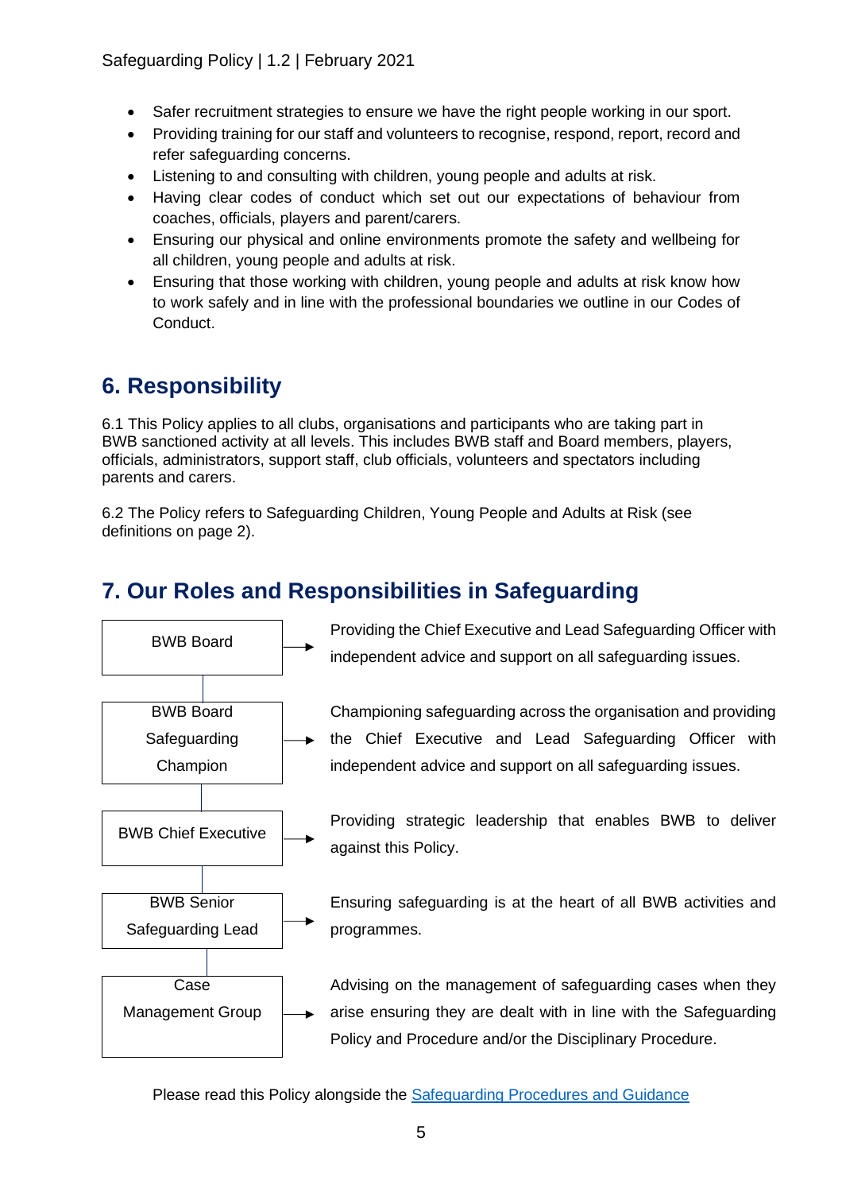- Safer recruitment strategies to ensure we have the right people working in our sport.
- Providing training for our staff and volunteers to recognise, respond, report, record and refer safeguarding concerns.
- Listening to and consulting with children, young people and adults at risk.
- Having clear codes of conduct which set out our expectations of behaviour from coaches, officials, players and parent/carers.
- Ensuring our physical and online environments promote the safety and wellbeing for all children, young people and adults at risk.
- Ensuring that those working with children, young people and adults at risk know how to work safely and in line with the professional boundaries we outline in our Codes of Conduct.

## 6. Responsibility

6.1 This Policy applies to all clubs, organisations and participants who are taking part in BWB sanctioned activity at all levels. This includes BWB staff and Board members, players, officials, administrators, support staff, club officials, volunteers and spectators including parents and carers.

6.2 The Policy refers to Safeguarding Children, Young People and Adults at Risk (see definitions on page 2).

## 7. Our Roles and Responsibilities in Safeguarding

| Role | Responsibility |
| --- | --- |
| BWB Board | Providing the Chief Executive and Lead Safeguarding Officer with independent advice and support on all safeguarding issues. |
| BWB Board Safeguarding Champion | Championing safeguarding across the organisation and providing the Chief Executive and Lead Safeguarding Officer with independent advice and support on all safeguarding issues. |
| BWB Chief Executive | Providing strategic leadership that enables BWB to deliver against this Policy. |
| BWB Senior Safeguarding Lead | Ensuring safeguarding is at the heart of all BWB activities and programmes. |
| Case Management Group | Advising on the management of safeguarding cases when they arise ensuring they are dealt with in line with the Safeguarding Policy and Procedure and/or the Disciplinary Procedure. |

Please read this Policy alongside the Safeguarding Procedures and Guidance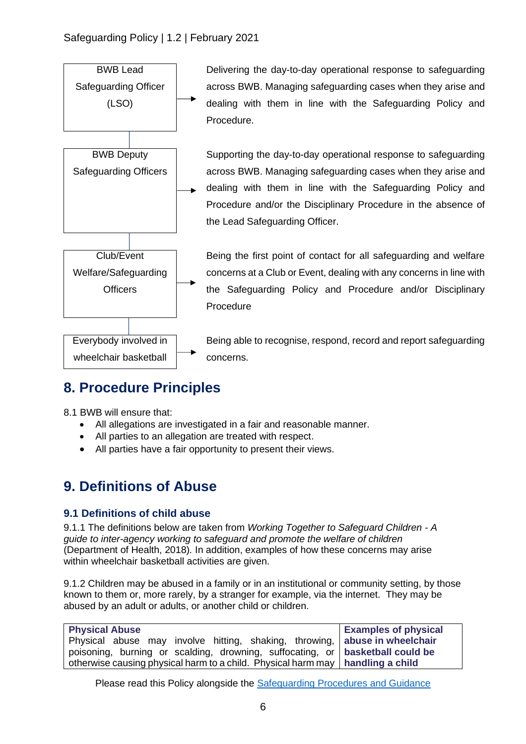| Role | Responsibility |
| --- | --- |
| BWB Lead Safeguarding Officer (LSO) | Delivering the day-to-day operational response to safeguarding across BWB. Managing safeguarding cases when they arise and dealing with them in line with the Safeguarding Policy and Procedure. |
| BWB Deputy Safeguarding Officers | Supporting the day-to-day operational response to safeguarding across BWB. Managing safeguarding cases when they arise and dealing with them in line with the Safeguarding Policy and Procedure and/or the Disciplinary Procedure in the absence of the Lead Safeguarding Officer. |
| Club/Event Welfare/Safeguarding Officers | Being the first point of contact for all safeguarding and welfare concerns at a Club or Event, dealing with any concerns in line with the Safeguarding Policy and Procedure and/or Disciplinary Procedure |
| Everybody involved in wheelchair basketball | Being able to recognise, respond, record and report safeguarding concerns. |

## 8. Procedure Principles

8.1 BWB will ensure that:

- All allegations are investigated in a fair and reasonable manner.
- All parties to an allegation are treated with respect.
- All parties have a fair opportunity to present their views.

## 9. Definitions of Abuse

### 9.1 Definitions of child abuse

9.1.1 The definitions below are taken from *Working Together to Safeguard Children - A guide to inter-agency working to safeguard and promote the welfare of children* (Department of Health, 2018). In addition, examples of how these concerns may arise within wheelchair basketball activities are given.

9.1.2 Children may be abused in a family or in an institutional or community setting, by those known to them or, more rarely, by a stranger for example, via the internet. They may be abused by an adult or adults, or another child or children.

| **Physical Abuse** | **Examples of physical abuse in wheelchair basketball could be handling a child** |
| --- | --- |
| Physical abuse may involve hitting, shaking, throwing, poisoning, burning or scalding, drowning, suffocating, or otherwise causing physical harm to a child. Physical harm may | |

Please read this Policy alongside the Safeguarding Procedures and Guidance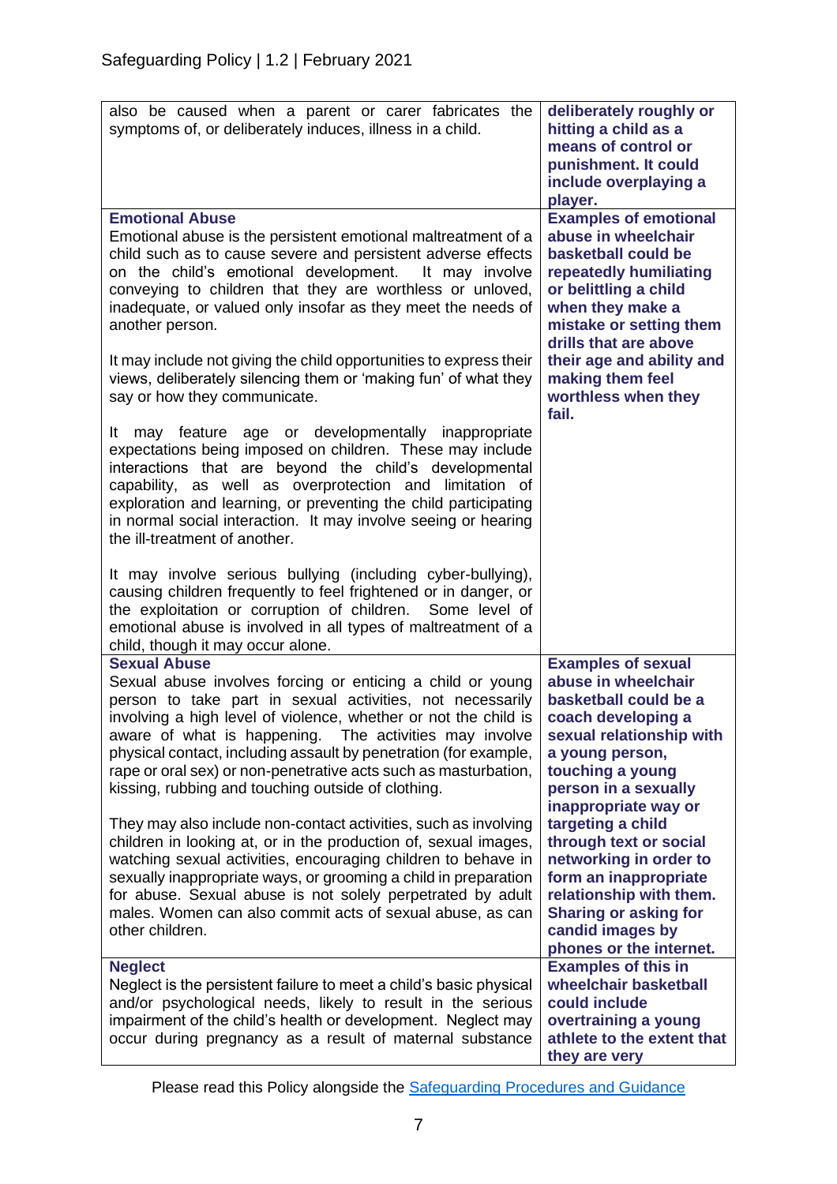| | |
|---|---|
| also be caused when a parent or carer fabricates the symptoms of, or deliberately induces, illness in a child. | **deliberately roughly or hitting a child as a means of control or punishment. It could include overplaying a player.** |
| **Emotional Abuse**<br>Emotional abuse is the persistent emotional maltreatment of a child such as to cause severe and persistent adverse effects on the child's emotional development. It may involve conveying to children that they are worthless or unloved, inadequate, or valued only insofar as they meet the needs of another person.<br><br>It may include not giving the child opportunities to express their views, deliberately silencing them or 'making fun' of what they say or how they communicate.<br><br>It may feature age or developmentally inappropriate expectations being imposed on children. These may include interactions that are beyond the child's developmental capability, as well as overprotection and limitation of exploration and learning, or preventing the child participating in normal social interaction. It may involve seeing or hearing the ill-treatment of another.<br><br>It may involve serious bullying (including cyber-bullying), causing children frequently to feel frightened or in danger, or the exploitation or corruption of children. Some level of emotional abuse is involved in all types of maltreatment of a child, though it may occur alone. | **Examples of emotional abuse in wheelchair basketball could be repeatedly humiliating or belittling a child when they make a mistake or setting them drills that are above their age and ability and making them feel worthless when they fail.** |
| **Sexual Abuse**<br>Sexual abuse involves forcing or enticing a child or young person to take part in sexual activities, not necessarily involving a high level of violence, whether or not the child is aware of what is happening. The activities may involve physical contact, including assault by penetration (for example, rape or oral sex) or non-penetrative acts such as masturbation, kissing, rubbing and touching outside of clothing.<br><br>They may also include non-contact activities, such as involving children in looking at, or in the production of, sexual images, watching sexual activities, encouraging children to behave in sexually inappropriate ways, or grooming a child in preparation for abuse. Sexual abuse is not solely perpetrated by adult males. Women can also commit acts of sexual abuse, as can other children. | **Examples of sexual abuse in wheelchair basketball could be a coach developing a sexual relationship with a young person, touching a young person in a sexually inappropriate way or targeting a child through text or social networking in order to form an inappropriate relationship with them. Sharing or asking for candid images by phones or the internet.** |
| **Neglect**<br>Neglect is the persistent failure to meet a child's basic physical and/or psychological needs, likely to result in the serious impairment of the child's health or development. Neglect may occur during pregnancy as a result of maternal substance | **Examples of this in wheelchair basketball could include overtraining a young athlete to the extent that they are very** |

Please read this Policy alongside the [Safeguarding Procedures and Guidance]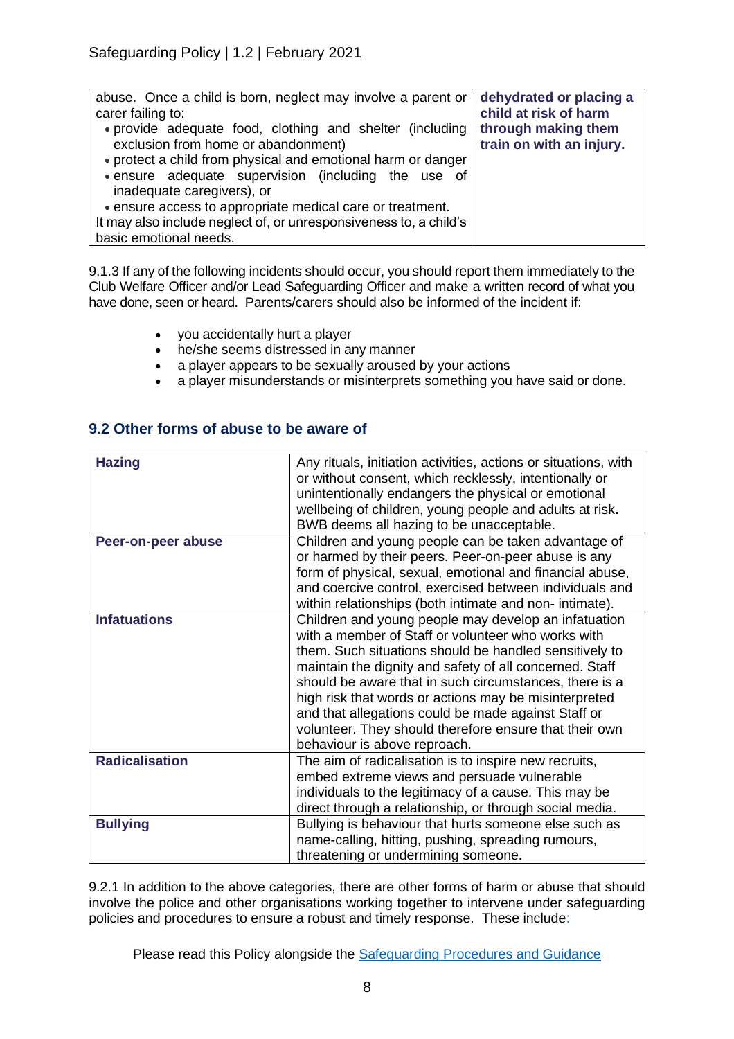| abuse. Once a child is born, neglect may involve a parent or carer failing to:<br>• provide adequate food, clothing and shelter (including exclusion from home or abandonment)<br>• protect a child from physical and emotional harm or danger<br>• ensure adequate supervision (including the use of inadequate caregivers), or<br>• ensure access to appropriate medical care or treatment.<br>It may also include neglect of, or unresponsiveness to, a child's basic emotional needs. | **dehydrated or placing a child at risk of harm through making them train on with an injury.** |
|---|---|

9.1.3 If any of the following incidents should occur, you should report them immediately to the Club Welfare Officer and/or Lead Safeguarding Officer and make a written record of what you have done, seen or heard. Parents/carers should also be informed of the incident if:

- you accidentally hurt a player
- he/she seems distressed in any manner
- a player appears to be sexually aroused by your actions
- a player misunderstands or misinterprets something you have said or done.

## 9.2 Other forms of abuse to be aware of

| **Hazing** | Any rituals, initiation activities, actions or situations, with or without consent, which recklessly, intentionally or unintentionally endangers the physical or emotional wellbeing of children, young people and adults at risk**.** BWB deems all hazing to be unacceptable. |
|---|---|
| **Peer-on-peer abuse** | Children and young people can be taken advantage of or harmed by their peers. Peer-on-peer abuse is any form of physical, sexual, emotional and financial abuse, and coercive control, exercised between individuals and within relationships (both intimate and non- intimate). |
| **Infatuations** | Children and young people may develop an infatuation with a member of Staff or volunteer who works with them. Such situations should be handled sensitively to maintain the dignity and safety of all concerned. Staff should be aware that in such circumstances, there is a high risk that words or actions may be misinterpreted and that allegations could be made against Staff or volunteer. They should therefore ensure that their own behaviour is above reproach. |
| **Radicalisation** | The aim of radicalisation is to inspire new recruits, embed extreme views and persuade vulnerable individuals to the legitimacy of a cause. This may be direct through a relationship, or through social media. |
| **Bullying** | Bullying is behaviour that hurts someone else such as name-calling, hitting, pushing, spreading rumours, threatening or undermining someone. |

9.2.1 In addition to the above categories, there are other forms of harm or abuse that should involve the police and other organisations working together to intervene under safeguarding policies and procedures to ensure a robust and timely response. These include:

Please read this Policy alongside the Safeguarding Procedures and Guidance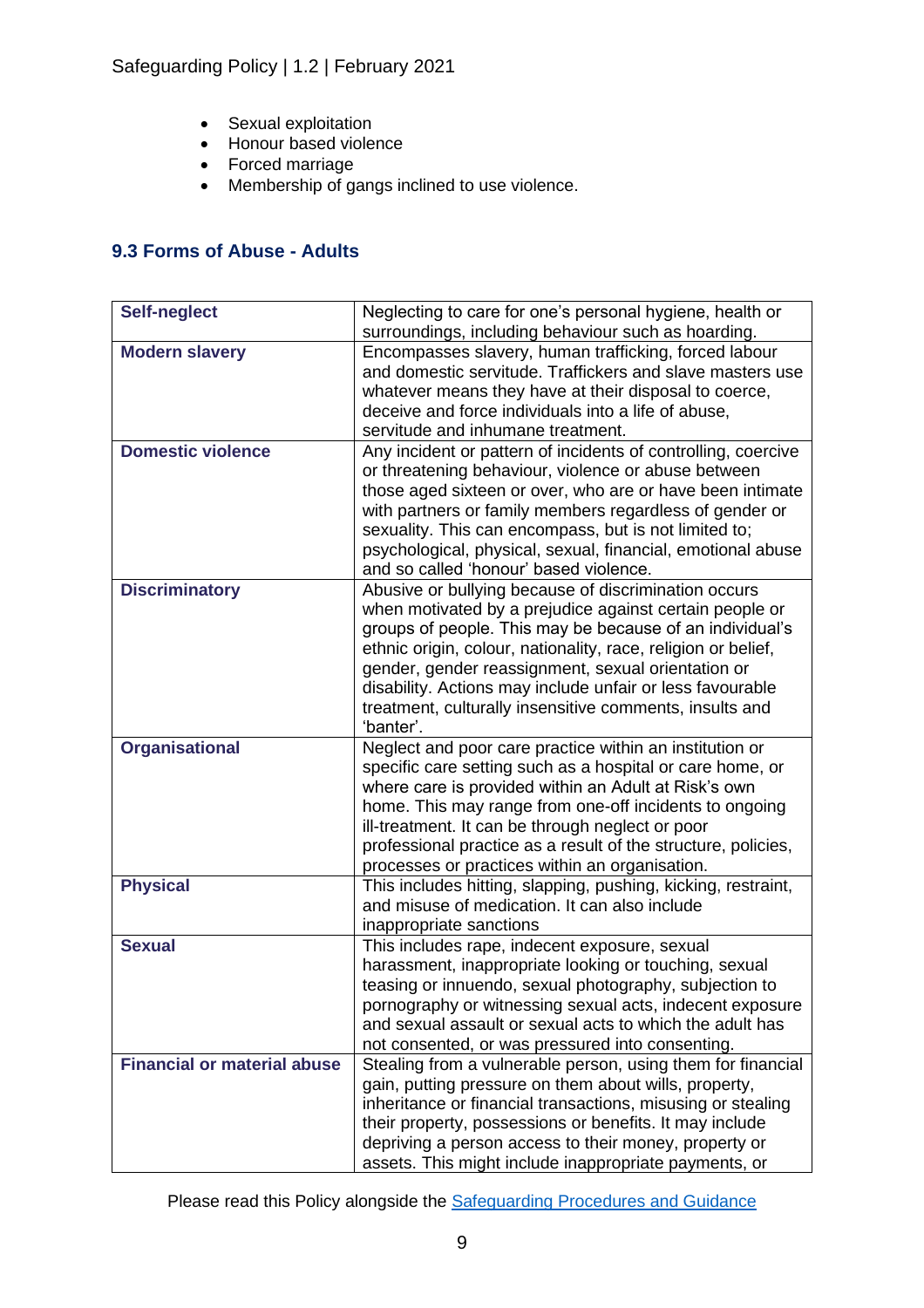- Sexual exploitation
- Honour based violence
- Forced marriage
- Membership of gangs inclined to use violence.

### 9.3 Forms of Abuse - Adults

| | |
|---|---|
| **Self-neglect** | Neglecting to care for one's personal hygiene, health or surroundings, including behaviour such as hoarding. |
| **Modern slavery** | Encompasses slavery, human trafficking, forced labour and domestic servitude. Traffickers and slave masters use whatever means they have at their disposal to coerce, deceive and force individuals into a life of abuse, servitude and inhumane treatment. |
| **Domestic violence** | Any incident or pattern of incidents of controlling, coercive or threatening behaviour, violence or abuse between those aged sixteen or over, who are or have been intimate with partners or family members regardless of gender or sexuality. This can encompass, but is not limited to; psychological, physical, sexual, financial, emotional abuse and so called 'honour' based violence. |
| **Discriminatory** | Abusive or bullying because of discrimination occurs when motivated by a prejudice against certain people or groups of people. This may be because of an individual's ethnic origin, colour, nationality, race, religion or belief, gender, gender reassignment, sexual orientation or disability. Actions may include unfair or less favourable treatment, culturally insensitive comments, insults and 'banter'. |
| **Organisational** | Neglect and poor care practice within an institution or specific care setting such as a hospital or care home, or where care is provided within an Adult at Risk's own home. This may range from one-off incidents to ongoing ill-treatment. It can be through neglect or poor professional practice as a result of the structure, policies, processes or practices within an organisation. |
| **Physical** | This includes hitting, slapping, pushing, kicking, restraint, and misuse of medication. It can also include inappropriate sanctions |
| **Sexual** | This includes rape, indecent exposure, sexual harassment, inappropriate looking or touching, sexual teasing or innuendo, sexual photography, subjection to pornography or witnessing sexual acts, indecent exposure and sexual assault or sexual acts to which the adult has not consented, or was pressured into consenting. |
| **Financial or material abuse** | Stealing from a vulnerable person, using them for financial gain, putting pressure on them about wills, property, inheritance or financial transactions, misusing or stealing their property, possessions or benefits. It may include depriving a person access to their money, property or assets. This might include inappropriate payments, or |

Please read this Policy alongside the Safeguarding Procedures and Guidance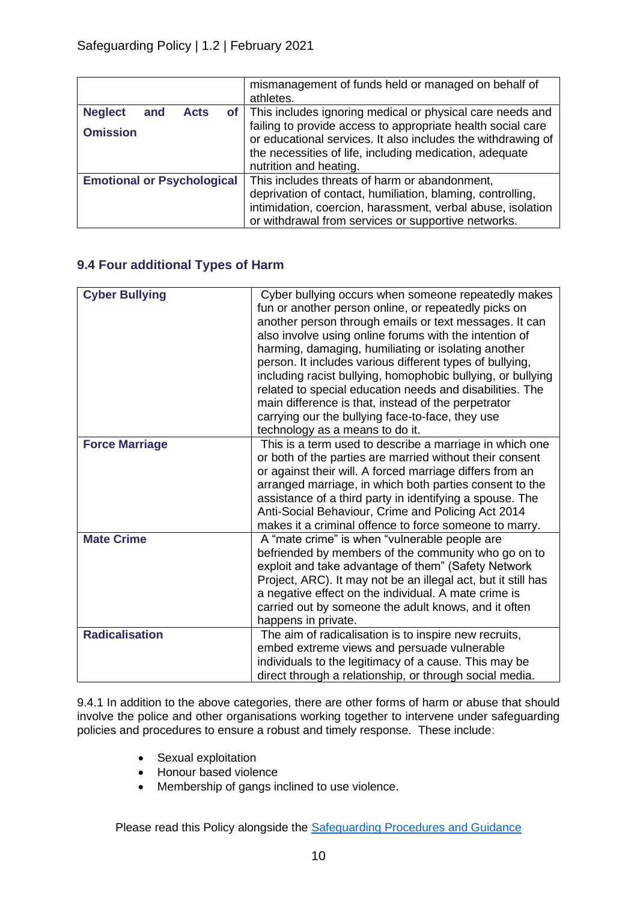| | |
|---|---|
| | mismanagement of funds held or managed on behalf of athletes. |
| **Neglect and Acts of Omission** | This includes ignoring medical or physical care needs and failing to provide access to appropriate health social care or educational services. It also includes the withdrawing of the necessities of life, including medication, adequate nutrition and heating. |
| **Emotional or Psychological** | This includes threats of harm or abandonment, deprivation of contact, humiliation, blaming, controlling, intimidation, coercion, harassment, verbal abuse, isolation or withdrawal from services or supportive networks. |

### 9.4 Four additional Types of Harm

| | |
|---|---|
| **Cyber Bullying** | Cyber bullying occurs when someone repeatedly makes fun or another person online, or repeatedly picks on another person through emails or text messages. It can also involve using online forums with the intention of harming, damaging, humiliating or isolating another person. It includes various different types of bullying, including racist bullying, homophobic bullying, or bullying related to special education needs and disabilities. The main difference is that, instead of the perpetrator carrying our the bullying face-to-face, they use technology as a means to do it. |
| **Force Marriage** | This is a term used to describe a marriage in which one or both of the parties are married without their consent or against their will. A forced marriage differs from an arranged marriage, in which both parties consent to the assistance of a third party in identifying a spouse. The Anti-Social Behaviour, Crime and Policing Act 2014 makes it a criminal offence to force someone to marry. |
| **Mate Crime** | A "mate crime" is when "vulnerable people are befriended by members of the community who go on to exploit and take advantage of them" (Safety Network Project, ARC). It may not be an illegal act, but it still has a negative effect on the individual. A mate crime is carried out by someone the adult knows, and it often happens in private. |
| **Radicalisation** | The aim of radicalisation is to inspire new recruits, embed extreme views and persuade vulnerable individuals to the legitimacy of a cause. This may be direct through a relationship, or through social media. |

9.4.1 In addition to the above categories, there are other forms of harm or abuse that should involve the police and other organisations working together to intervene under safeguarding policies and procedures to ensure a robust and timely response. These include:

- Sexual exploitation
- Honour based violence
- Membership of gangs inclined to use violence.

Please read this Policy alongside the [Safeguarding Procedures and Guidance]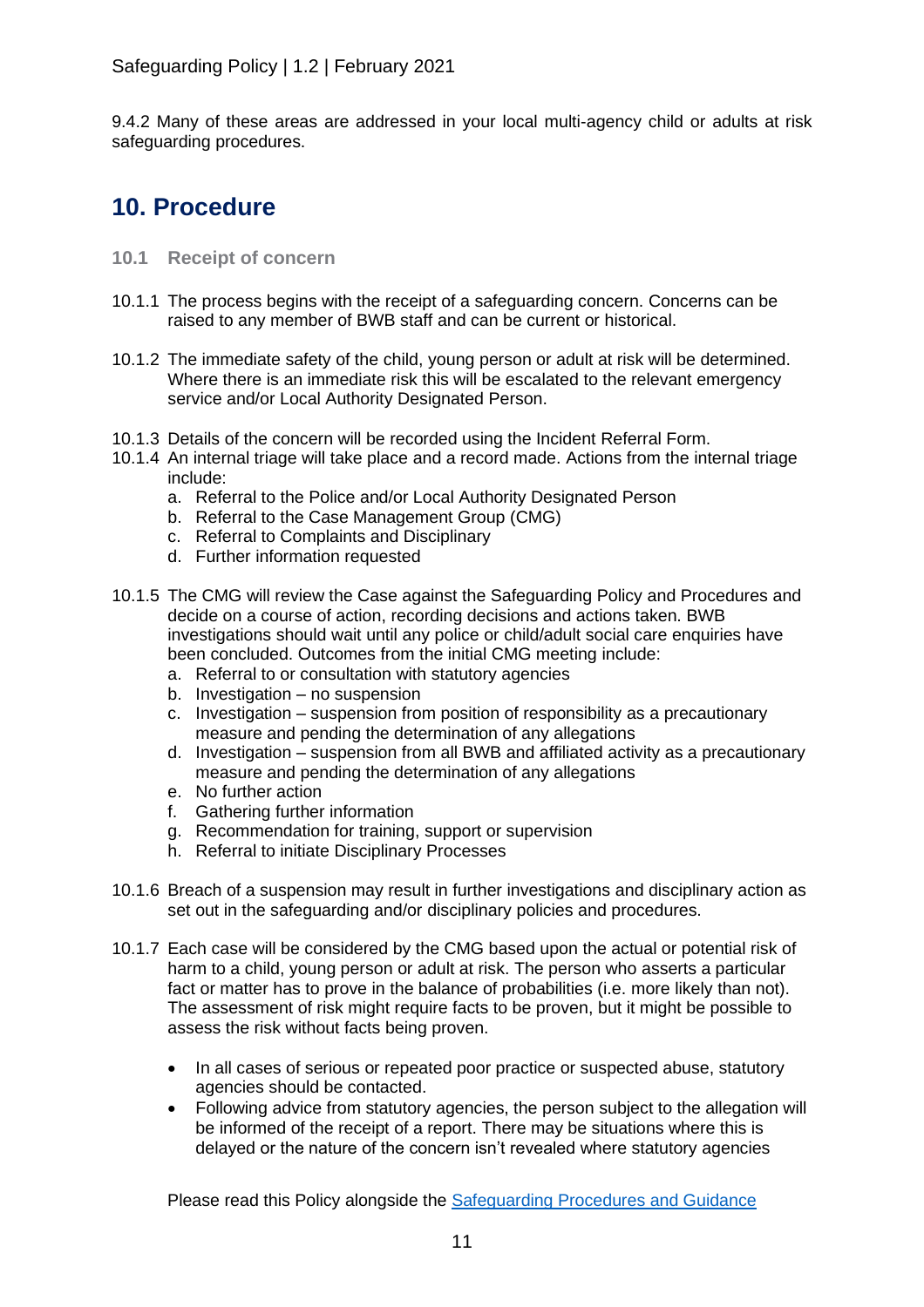9.4.2 Many of these areas are addressed in your local multi-agency child or adults at risk safeguarding procedures.

## 10. Procedure

### 10.1 Receipt of concern

10.1.1 The process begins with the receipt of a safeguarding concern. Concerns can be raised to any member of BWB staff and can be current or historical.

10.1.2 The immediate safety of the child, young person or adult at risk will be determined. Where there is an immediate risk this will be escalated to the relevant emergency service and/or Local Authority Designated Person.

10.1.3 Details of the concern will be recorded using the Incident Referral Form.

10.1.4 An internal triage will take place and a record made. Actions from the internal triage include:

a. Referral to the Police and/or Local Authority Designated Person
b. Referral to the Case Management Group (CMG)
c. Referral to Complaints and Disciplinary
d. Further information requested

10.1.5 The CMG will review the Case against the Safeguarding Policy and Procedures and decide on a course of action, recording decisions and actions taken. BWB investigations should wait until any police or child/adult social care enquiries have been concluded. Outcomes from the initial CMG meeting include:

a. Referral to or consultation with statutory agencies
b. Investigation – no suspension
c. Investigation – suspension from position of responsibility as a precautionary measure and pending the determination of any allegations
d. Investigation – suspension from all BWB and affiliated activity as a precautionary measure and pending the determination of any allegations
e. No further action
f. Gathering further information
g. Recommendation for training, support or supervision
h. Referral to initiate Disciplinary Processes

10.1.6 Breach of a suspension may result in further investigations and disciplinary action as set out in the safeguarding and/or disciplinary policies and procedures.

10.1.7 Each case will be considered by the CMG based upon the actual or potential risk of harm to a child, young person or adult at risk. The person who asserts a particular fact or matter has to prove in the balance of probabilities (i.e. more likely than not). The assessment of risk might require facts to be proven, but it might be possible to assess the risk without facts being proven.

- In all cases of serious or repeated poor practice or suspected abuse, statutory agencies should be contacted.
- Following advice from statutory agencies, the person subject to the allegation will be informed of the receipt of a report. There may be situations where this is delayed or the nature of the concern isn't revealed where statutory agencies

Please read this Policy alongside the [Safeguarding Procedures and Guidance]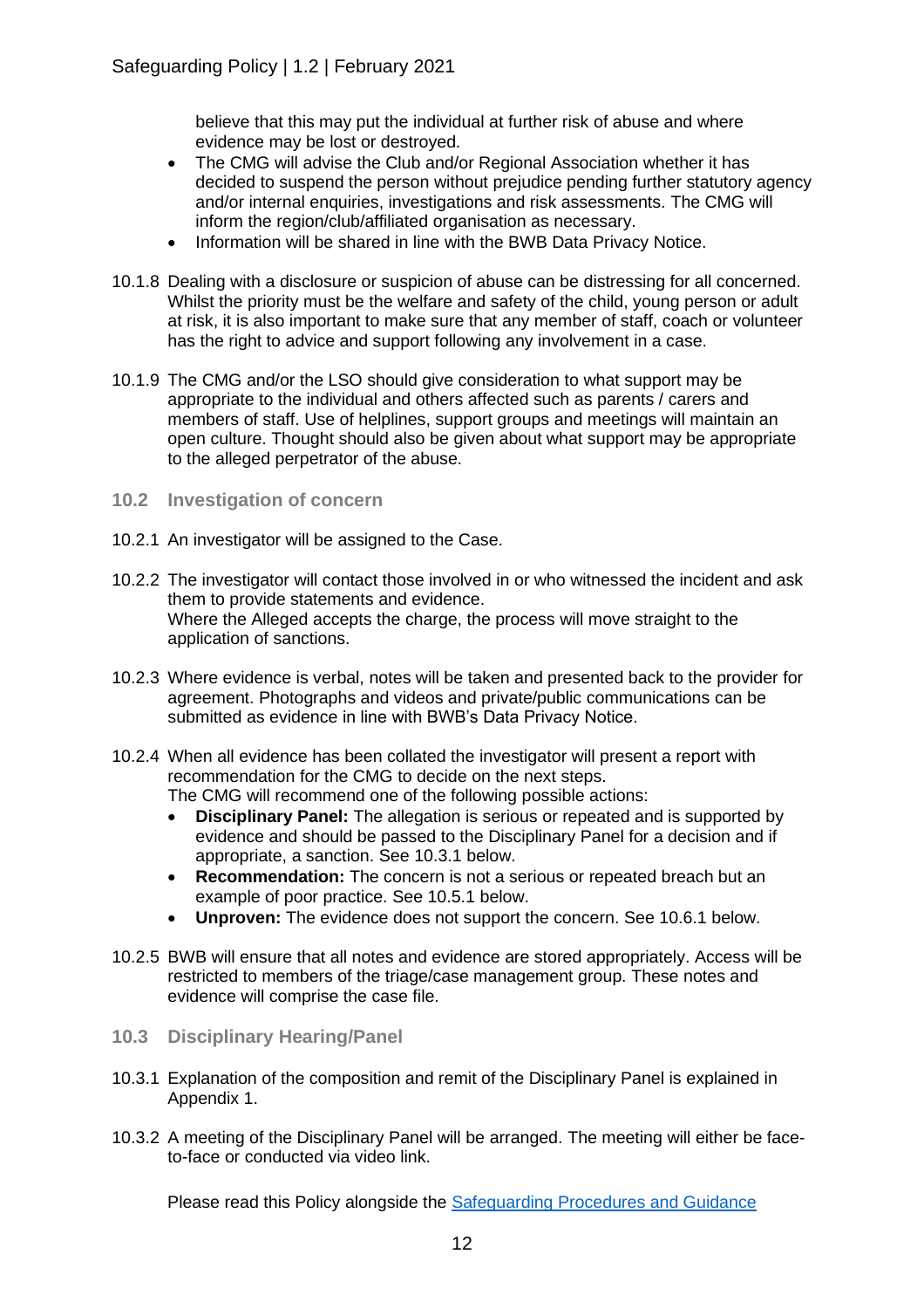believe that this may put the individual at further risk of abuse and where evidence may be lost or destroyed.

- The CMG will advise the Club and/or Regional Association whether it has decided to suspend the person without prejudice pending further statutory agency and/or internal enquiries, investigations and risk assessments. The CMG will inform the region/club/affiliated organisation as necessary.
- Information will be shared in line with the BWB Data Privacy Notice.

10.1.8 Dealing with a disclosure or suspicion of abuse can be distressing for all concerned. Whilst the priority must be the welfare and safety of the child, young person or adult at risk, it is also important to make sure that any member of staff, coach or volunteer has the right to advice and support following any involvement in a case.

10.1.9 The CMG and/or the LSO should give consideration to what support may be appropriate to the individual and others affected such as parents / carers and members of staff. Use of helplines, support groups and meetings will maintain an open culture. Thought should also be given about what support may be appropriate to the alleged perpetrator of the abuse.

### 10.2 Investigation of concern

10.2.1 An investigator will be assigned to the Case.

10.2.2 The investigator will contact those involved in or who witnessed the incident and ask them to provide statements and evidence.
Where the Alleged accepts the charge, the process will move straight to the application of sanctions.

10.2.3 Where evidence is verbal, notes will be taken and presented back to the provider for agreement. Photographs and videos and private/public communications can be submitted as evidence in line with BWB's Data Privacy Notice.

10.2.4 When all evidence has been collated the investigator will present a report with recommendation for the CMG to decide on the next steps.
The CMG will recommend one of the following possible actions:

- **Disciplinary Panel:** The allegation is serious or repeated and is supported by evidence and should be passed to the Disciplinary Panel for a decision and if appropriate, a sanction. See 10.3.1 below.
- **Recommendation:** The concern is not a serious or repeated breach but an example of poor practice. See 10.5.1 below.
- **Unproven:** The evidence does not support the concern. See 10.6.1 below.

10.2.5 BWB will ensure that all notes and evidence are stored appropriately. Access will be restricted to members of the triage/case management group. These notes and evidence will comprise the case file.

### 10.3 Disciplinary Hearing/Panel

10.3.1 Explanation of the composition and remit of the Disciplinary Panel is explained in Appendix 1.

10.3.2 A meeting of the Disciplinary Panel will be arranged. The meeting will either be face-to-face or conducted via video link.

Please read this Policy alongside the Safeguarding Procedures and Guidance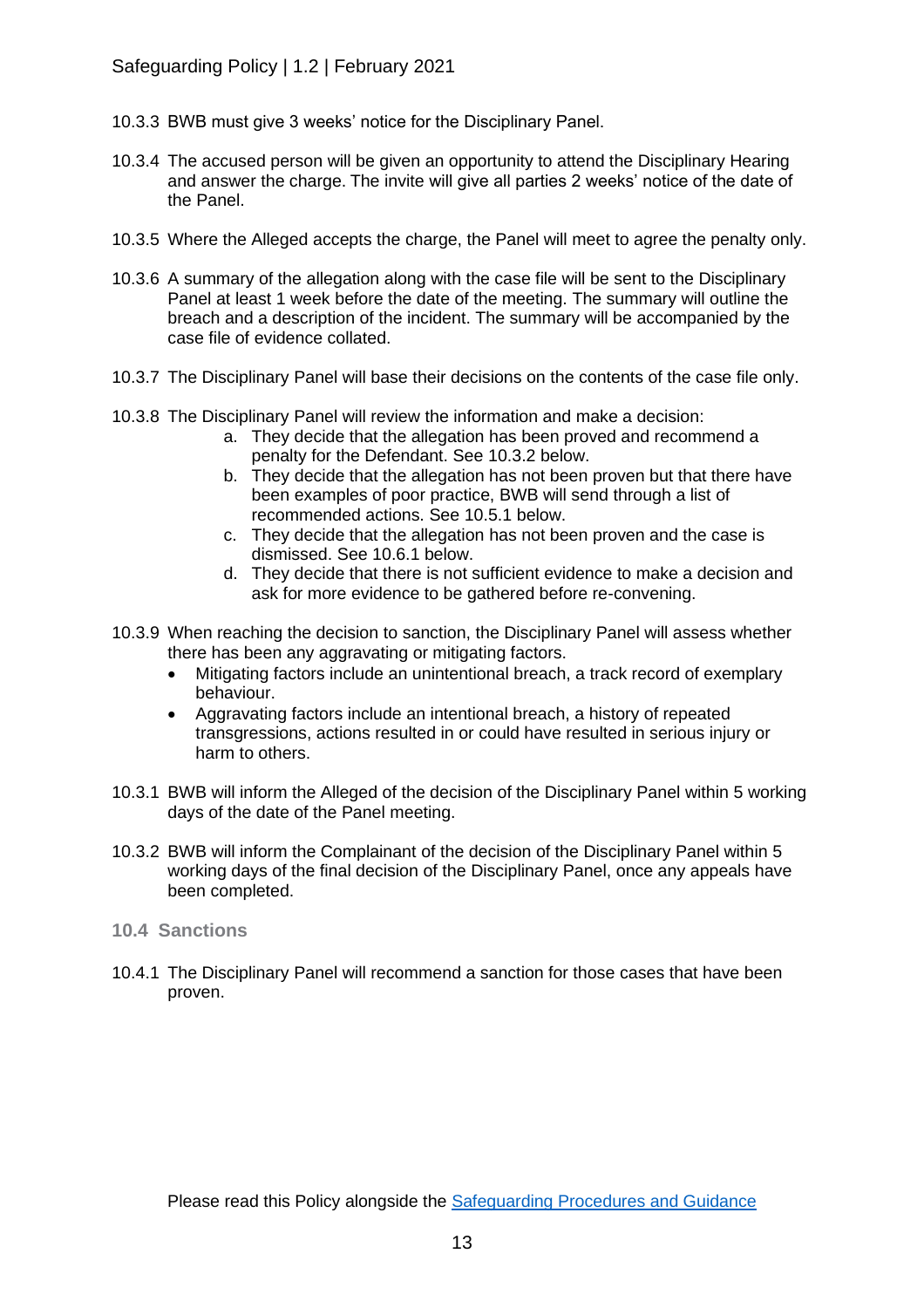10.3.3 BWB must give 3 weeks' notice for the Disciplinary Panel.

10.3.4 The accused person will be given an opportunity to attend the Disciplinary Hearing and answer the charge. The invite will give all parties 2 weeks' notice of the date of the Panel.

10.3.5 Where the Alleged accepts the charge, the Panel will meet to agree the penalty only.

10.3.6 A summary of the allegation along with the case file will be sent to the Disciplinary Panel at least 1 week before the date of the meeting. The summary will outline the breach and a description of the incident. The summary will be accompanied by the case file of evidence collated.

10.3.7 The Disciplinary Panel will base their decisions on the contents of the case file only.

10.3.8 The Disciplinary Panel will review the information and make a decision:

   a. They decide that the allegation has been proved and recommend a penalty for the Defendant. See 10.3.2 below.
   b. They decide that the allegation has not been proven but that there have been examples of poor practice, BWB will send through a list of recommended actions. See 10.5.1 below.
   c. They decide that the allegation has not been proven and the case is dismissed. See 10.6.1 below.
   d. They decide that there is not sufficient evidence to make a decision and ask for more evidence to be gathered before re-convening.

10.3.9 When reaching the decision to sanction, the Disciplinary Panel will assess whether there has been any aggravating or mitigating factors.

- Mitigating factors include an unintentional breach, a track record of exemplary behaviour.
- Aggravating factors include an intentional breach, a history of repeated transgressions, actions resulted in or could have resulted in serious injury or harm to others.

10.3.1 BWB will inform the Alleged of the decision of the Disciplinary Panel within 5 working days of the date of the Panel meeting.

10.3.2 BWB will inform the Complainant of the decision of the Disciplinary Panel within 5 working days of the final decision of the Disciplinary Panel, once any appeals have been completed.

### 10.4 Sanctions

10.4.1 The Disciplinary Panel will recommend a sanction for those cases that have been proven.

Please read this Policy alongside the [Safeguarding Procedures and Guidance]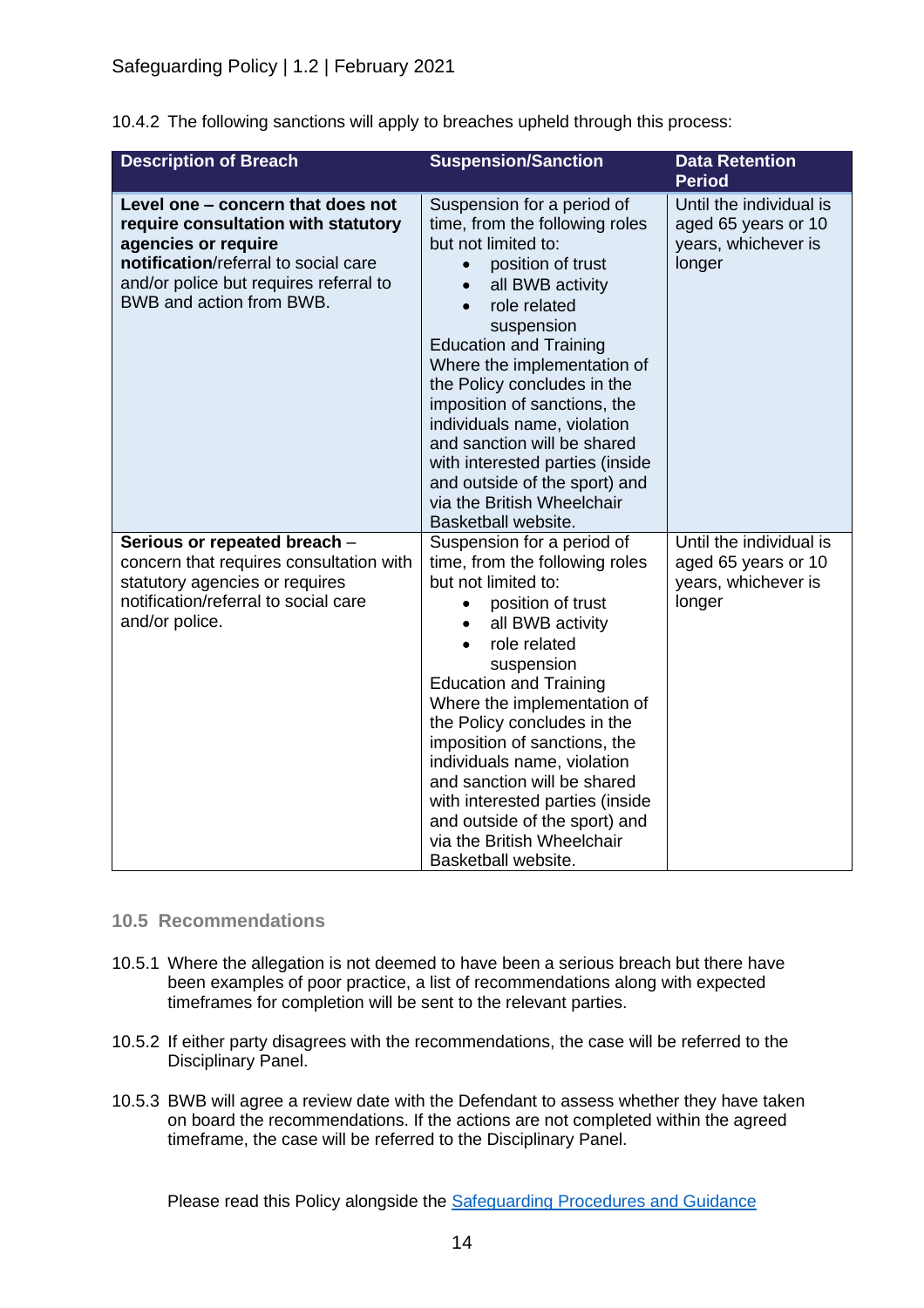10.4.2 The following sanctions will apply to breaches upheld through this process:

| Description of Breach | Suspension/Sanction | Data Retention Period |
|---|---|---|
| **Level one – concern that does not require consultation with statutory agencies or require notification**/referral to social care and/or police but requires referral to BWB and action from BWB. | Suspension for a period of time, from the following roles but not limited to:<br>• position of trust<br>• all BWB activity<br>• role related suspension<br>Education and Training<br>Where the implementation of the Policy concludes in the imposition of sanctions, the individuals name, violation and sanction will be shared with interested parties (inside and outside of the sport) and via the British Wheelchair Basketball website. | Until the individual is aged 65 years or 10 years, whichever is longer |
| **Serious or repeated breach** – concern that requires consultation with statutory agencies or requires notification/referral to social care and/or police. | Suspension for a period of time, from the following roles but not limited to:<br>• position of trust<br>• all BWB activity<br>• role related suspension<br>Education and Training<br>Where the implementation of the Policy concludes in the imposition of sanctions, the individuals name, violation and sanction will be shared with interested parties (inside and outside of the sport) and via the British Wheelchair Basketball website. | Until the individual is aged 65 years or 10 years, whichever is longer |

### 10.5 Recommendations

10.5.1 Where the allegation is not deemed to have been a serious breach but there have been examples of poor practice, a list of recommendations along with expected timeframes for completion will be sent to the relevant parties.

10.5.2 If either party disagrees with the recommendations, the case will be referred to the Disciplinary Panel.

10.5.3 BWB will agree a review date with the Defendant to assess whether they have taken on board the recommendations. If the actions are not completed within the agreed timeframe, the case will be referred to the Disciplinary Panel.

Please read this Policy alongside the Safeguarding Procedures and Guidance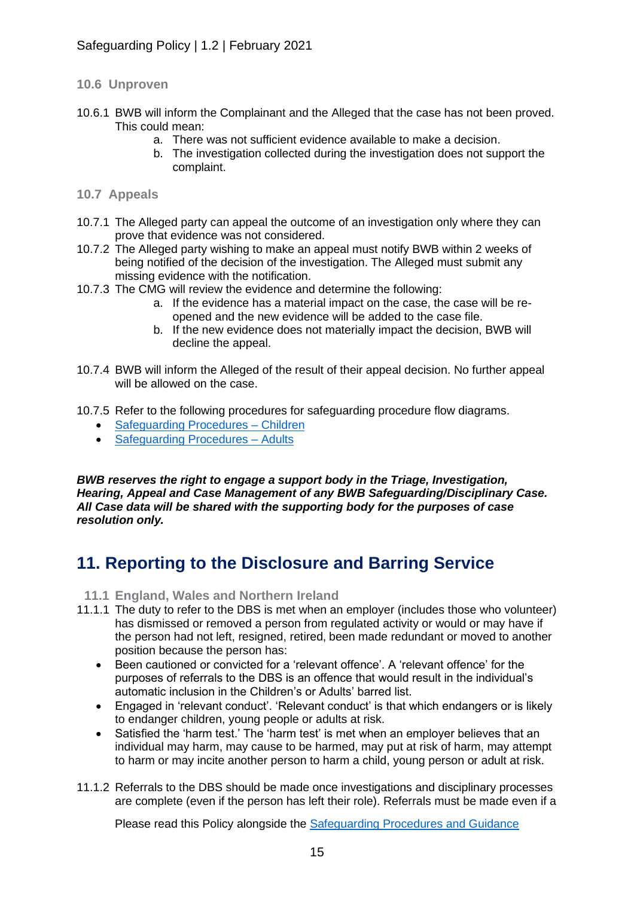### 10.6 Unproven

10.6.1 BWB will inform the Complainant and the Alleged that the case has not been proved. This could mean:

a. There was not sufficient evidence available to make a decision.
b. The investigation collected during the investigation does not support the complaint.

### 10.7 Appeals

10.7.1 The Alleged party can appeal the outcome of an investigation only where they can prove that evidence was not considered.

10.7.2 The Alleged party wishing to make an appeal must notify BWB within 2 weeks of being notified of the decision of the investigation. The Alleged must submit any missing evidence with the notification.

10.7.3 The CMG will review the evidence and determine the following:

a. If the evidence has a material impact on the case, the case will be re-opened and the new evidence will be added to the case file.
b. If the new evidence does not materially impact the decision, BWB will decline the appeal.

10.7.4 BWB will inform the Alleged of the result of their appeal decision. No further appeal will be allowed on the case.

10.7.5 Refer to the following procedures for safeguarding procedure flow diagrams.

- Safeguarding Procedures – Children
- Safeguarding Procedures – Adults

***BWB reserves the right to engage a support body in the Triage, Investigation, Hearing, Appeal and Case Management of any BWB Safeguarding/Disciplinary Case. All Case data will be shared with the supporting body for the purposes of case resolution only.***

## 11. Reporting to the Disclosure and Barring Service

### 11.1 England, Wales and Northern Ireland

11.1.1 The duty to refer to the DBS is met when an employer (includes those who volunteer) has dismissed or removed a person from regulated activity or would or may have if the person had not left, resigned, retired, been made redundant or moved to another position because the person has:

- Been cautioned or convicted for a 'relevant offence'. A 'relevant offence' for the purposes of referrals to the DBS is an offence that would result in the individual's automatic inclusion in the Children's or Adults' barred list.
- Engaged in 'relevant conduct'. 'Relevant conduct' is that which endangers or is likely to endanger children, young people or adults at risk.
- Satisfied the 'harm test.' The 'harm test' is met when an employer believes that an individual may harm, may cause to be harmed, may put at risk of harm, may attempt to harm or may incite another person to harm a child, young person or adult at risk.

11.1.2 Referrals to the DBS should be made once investigations and disciplinary processes are complete (even if the person has left their role). Referrals must be made even if a

Please read this Policy alongside the Safeguarding Procedures and Guidance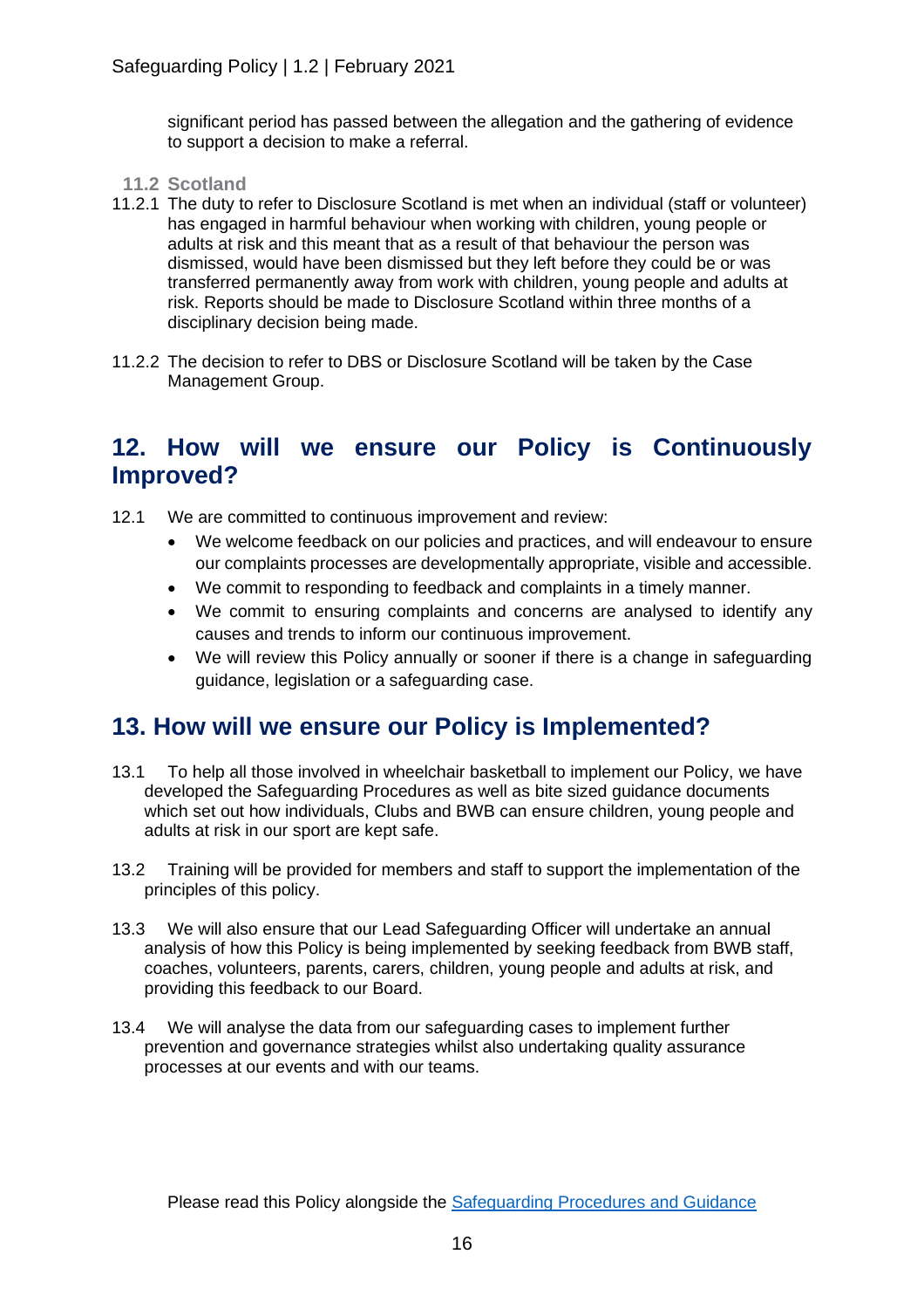significant period has passed between the allegation and the gathering of evidence to support a decision to make a referral.

### 11.2 Scotland

11.2.1 The duty to refer to Disclosure Scotland is met when an individual (staff or volunteer) has engaged in harmful behaviour when working with children, young people or adults at risk and this meant that as a result of that behaviour the person was dismissed, would have been dismissed but they left before they could be or was transferred permanently away from work with children, young people and adults at risk. Reports should be made to Disclosure Scotland within three months of a disciplinary decision being made.

11.2.2 The decision to refer to DBS or Disclosure Scotland will be taken by the Case Management Group.

## 12. How will we ensure our Policy is Continuously Improved?

12.1 We are committed to continuous improvement and review:

- We welcome feedback on our policies and practices, and will endeavour to ensure our complaints processes are developmentally appropriate, visible and accessible.
- We commit to responding to feedback and complaints in a timely manner.
- We commit to ensuring complaints and concerns are analysed to identify any causes and trends to inform our continuous improvement.
- We will review this Policy annually or sooner if there is a change in safeguarding guidance, legislation or a safeguarding case.

## 13. How will we ensure our Policy is Implemented?

13.1 To help all those involved in wheelchair basketball to implement our Policy, we have developed the Safeguarding Procedures as well as bite sized guidance documents which set out how individuals, Clubs and BWB can ensure children, young people and adults at risk in our sport are kept safe.

13.2 Training will be provided for members and staff to support the implementation of the principles of this policy.

13.3 We will also ensure that our Lead Safeguarding Officer will undertake an annual analysis of how this Policy is being implemented by seeking feedback from BWB staff, coaches, volunteers, parents, carers, children, young people and adults at risk, and providing this feedback to our Board.

13.4 We will analyse the data from our safeguarding cases to implement further prevention and governance strategies whilst also undertaking quality assurance processes at our events and with our teams.

Please read this Policy alongside the Safeguarding Procedures and Guidance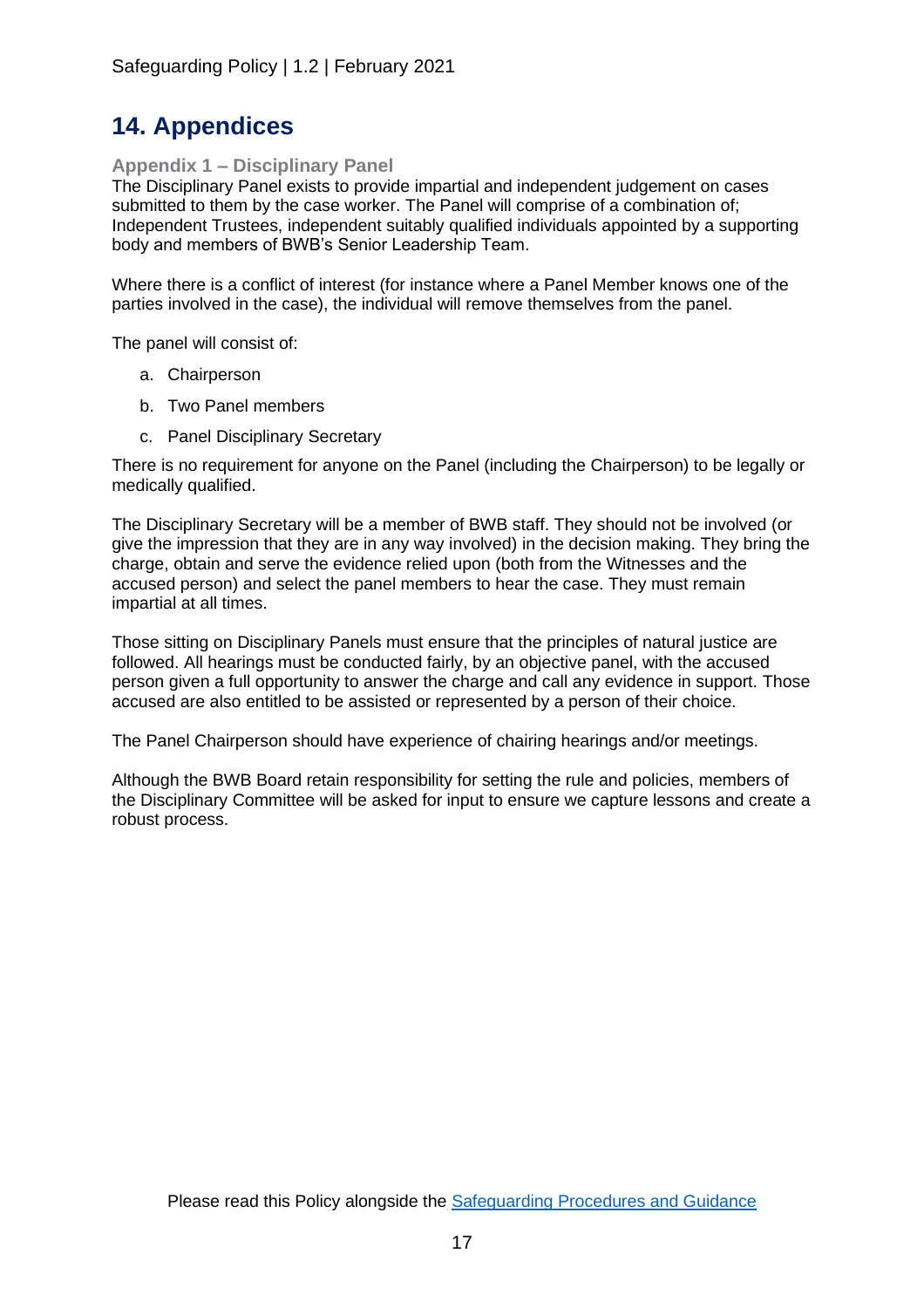# 14. Appendices

### Appendix 1 – Disciplinary Panel

The Disciplinary Panel exists to provide impartial and independent judgement on cases submitted to them by the case worker. The Panel will comprise of a combination of; Independent Trustees, independent suitably qualified individuals appointed by a supporting body and members of BWB's Senior Leadership Team.

Where there is a conflict of interest (for instance where a Panel Member knows one of the parties involved in the case), the individual will remove themselves from the panel.

The panel will consist of:

a. Chairperson
b. Two Panel members
c. Panel Disciplinary Secretary

There is no requirement for anyone on the Panel (including the Chairperson) to be legally or medically qualified.

The Disciplinary Secretary will be a member of BWB staff. They should not be involved (or give the impression that they are in any way involved) in the decision making. They bring the charge, obtain and serve the evidence relied upon (both from the Witnesses and the accused person) and select the panel members to hear the case. They must remain impartial at all times.

Those sitting on Disciplinary Panels must ensure that the principles of natural justice are followed. All hearings must be conducted fairly, by an objective panel, with the accused person given a full opportunity to answer the charge and call any evidence in support. Those accused are also entitled to be assisted or represented by a person of their choice.

The Panel Chairperson should have experience of chairing hearings and/or meetings.

Although the BWB Board retain responsibility for setting the rule and policies, members of the Disciplinary Committee will be asked for input to ensure we capture lessons and create a robust process.

Please read this Policy alongside the [Safeguarding Procedures and Guidance]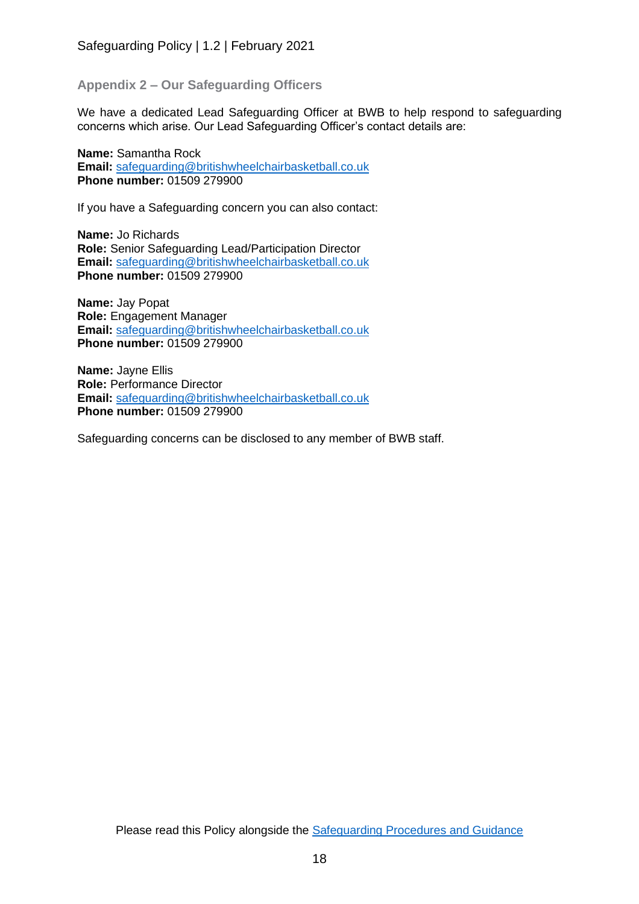## Appendix 2 – Our Safeguarding Officers

We have a dedicated Lead Safeguarding Officer at BWB to help respond to safeguarding concerns which arise. Our Lead Safeguarding Officer's contact details are:

**Name:** Samantha Rock
**Email:** safeguarding@britishwheelchairbasketball.co.uk
**Phone number:** 01509 279900

If you have a Safeguarding concern you can also contact:

**Name:** Jo Richards
**Role:** Senior Safeguarding Lead/Participation Director
**Email:** safeguarding@britishwheelchairbasketball.co.uk
**Phone number:** 01509 279900

**Name:** Jay Popat
**Role:** Engagement Manager
**Email:** safeguarding@britishwheelchairbasketball.co.uk
**Phone number:** 01509 279900

**Name:** Jayne Ellis
**Role:** Performance Director
**Email:** safeguarding@britishwheelchairbasketball.co.uk
**Phone number:** 01509 279900

Safeguarding concerns can be disclosed to any member of BWB staff.

Please read this Policy alongside the Safeguarding Procedures and Guidance